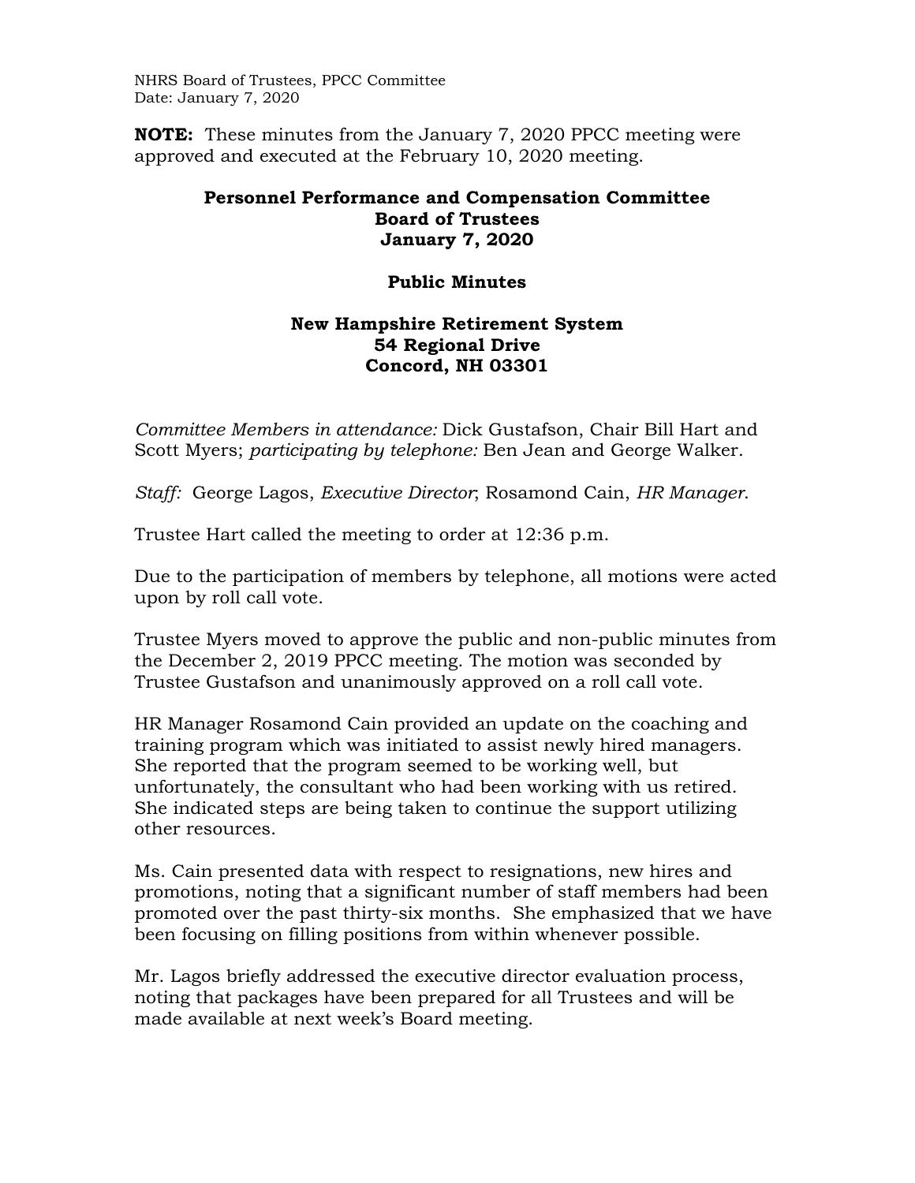NHRS Board of Trustees, PPCC Committee
Date: January 7, 2020

**NOTE:** These minutes from the January 7, 2020 PPCC meeting were approved and executed at the February 10, 2020 meeting.

# Personnel Performance and Compensation Committee
# Board of Trustees
# January 7, 2020

## Public Minutes

## New Hampshire Retirement System
## 54 Regional Drive
## Concord, NH 03301

*Committee Members in attendance:* Dick Gustafson, Chair Bill Hart and Scott Myers; *participating by telephone:* Ben Jean and George Walker.

*Staff:* George Lagos, *Executive Director*; Rosamond Cain, *HR Manager*.

Trustee Hart called the meeting to order at 12:36 p.m.

Due to the participation of members by telephone, all motions were acted upon by roll call vote.

Trustee Myers moved to approve the public and non-public minutes from the December 2, 2019 PPCC meeting. The motion was seconded by Trustee Gustafson and unanimously approved on a roll call vote.

HR Manager Rosamond Cain provided an update on the coaching and training program which was initiated to assist newly hired managers. She reported that the program seemed to be working well, but unfortunately, the consultant who had been working with us retired. She indicated steps are being taken to continue the support utilizing other resources.

Ms. Cain presented data with respect to resignations, new hires and promotions, noting that a significant number of staff members had been promoted over the past thirty-six months. She emphasized that we have been focusing on filling positions from within whenever possible.

Mr. Lagos briefly addressed the executive director evaluation process, noting that packages have been prepared for all Trustees and will be made available at next week's Board meeting.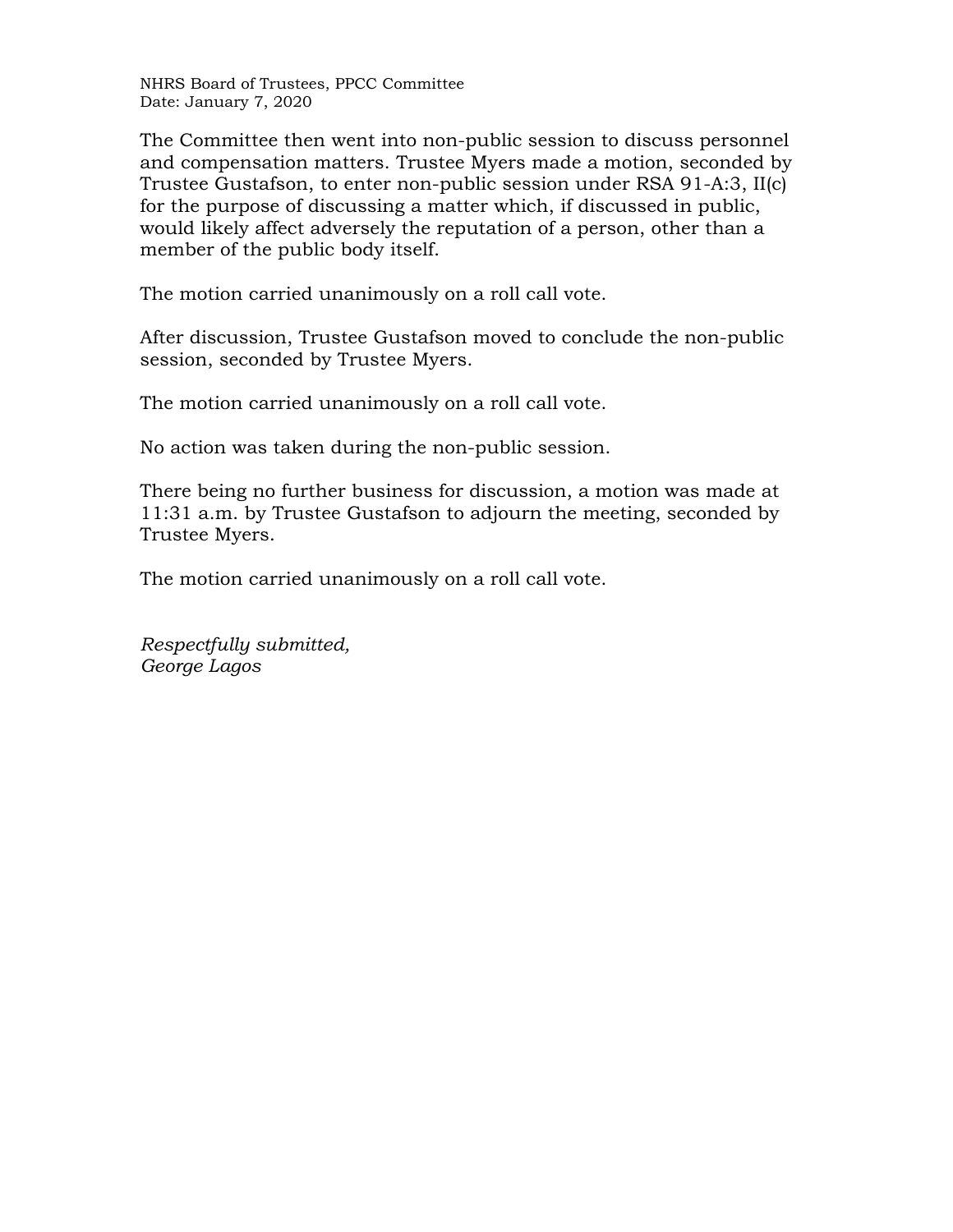The Committee then went into non-public session to discuss personnel and compensation matters. Trustee Myers made a motion, seconded by Trustee Gustafson, to enter non-public session under RSA 91-A:3, II(c) for the purpose of discussing a matter which, if discussed in public, would likely affect adversely the reputation of a person, other than a member of the public body itself.

The motion carried unanimously on a roll call vote.

After discussion, Trustee Gustafson moved to conclude the non-public session, seconded by Trustee Myers.

The motion carried unanimously on a roll call vote.

No action was taken during the non-public session.

There being no further business for discussion, a motion was made at 11:31 a.m. by Trustee Gustafson to adjourn the meeting, seconded by Trustee Myers.

The motion carried unanimously on a roll call vote.

*Respectfully submitted,*
*George Lagos*